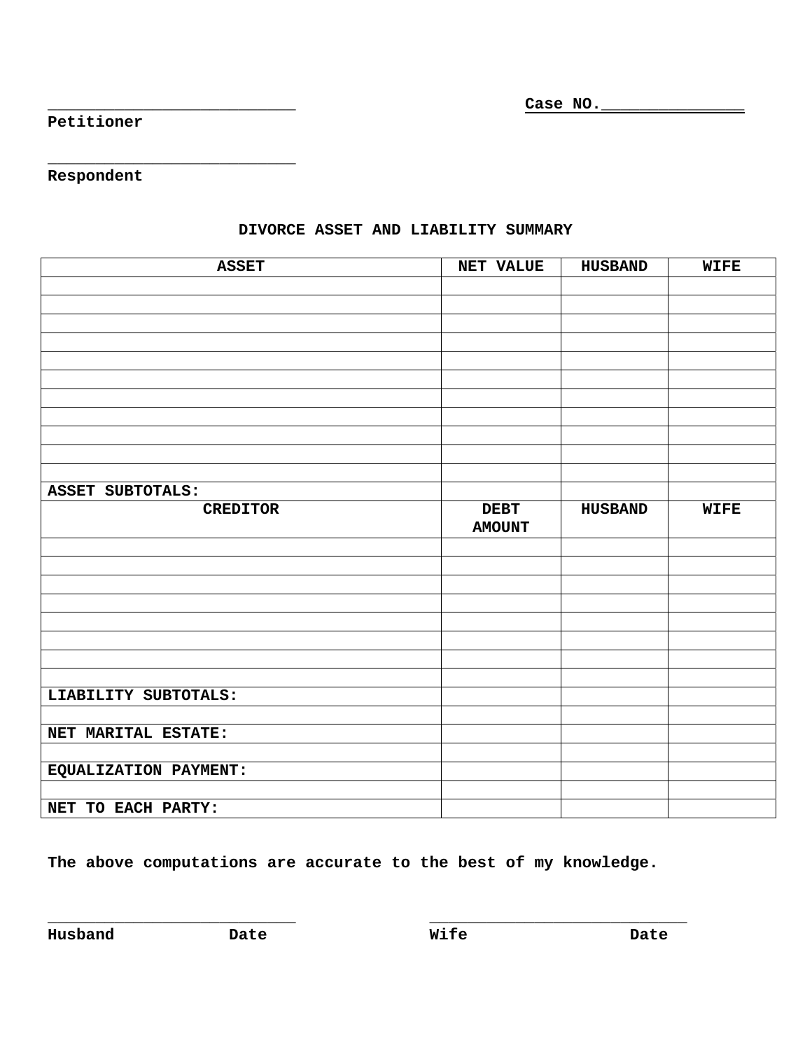\_\_\_\_\_\_\_\_\_\_\_\_\_\_\_\_\_\_\_\_\_\_\_\_\_\_\_\_ **Case NO.**\_\_\_\_\_\_\_\_\_\_\_\_\_\_\_\_
**Petitioner**

\_\_\_\_\_\_\_\_\_\_\_\_\_\_\_\_\_\_\_\_\_\_\_\_\_\_\_\_
**Respondent**

**DIVORCE ASSET AND LIABILITY SUMMARY**

| ASSET | NET VALUE | HUSBAND | WIFE |
|---|---|---|---|
| | | | |
| | | | |
| | | | |
| | | | |
| | | | |
| | | | |
| | | | |
| | | | |
| | | | |
| | | | |
| | | | |
| **ASSET SUBTOTALS:** | | | |
| **CREDITOR** | **DEBT AMOUNT** | **HUSBAND** | **WIFE** |
| | | | |
| | | | |
| | | | |
| | | | |
| | | | |
| | | | |
| | | | |
| | | | |
| **LIABILITY SUBTOTALS:** | | | |
| | | | |
| **NET MARITAL ESTATE:** | | | |
| | | | |
| **EQUALIZATION PAYMENT:** | | | |
| | | | |
| **NET TO EACH PARTY:** | | | |

**The above computations are accurate to the best of my knowledge.**

\_\_\_\_\_\_\_\_\_\_\_\_\_\_\_\_\_\_\_\_\_\_\_\_\_\_\_\_ \_\_\_\_\_\_\_\_\_\_\_\_\_\_\_\_\_\_\_\_\_\_\_\_\_\_\_\_
**Husband Date** **Wife Date**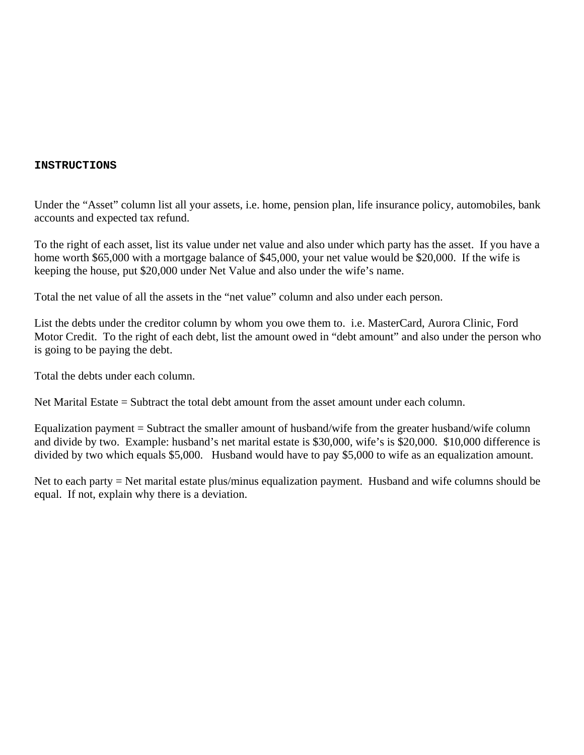**INSTRUCTIONS**

Under the "Asset" column list all your assets, i.e. home, pension plan, life insurance policy, automobiles, bank accounts and expected tax refund.

To the right of each asset, list its value under net value and also under which party has the asset. If you have a home worth $65,000 with a mortgage balance of $45,000, your net value would be $20,000. If the wife is keeping the house, put $20,000 under Net Value and also under the wife's name.

Total the net value of all the assets in the "net value" column and also under each person.

List the debts under the creditor column by whom you owe them to. i.e. MasterCard, Aurora Clinic, Ford Motor Credit. To the right of each debt, list the amount owed in "debt amount" and also under the person who is going to be paying the debt.

Total the debts under each column.

Net Marital Estate = Subtract the total debt amount from the asset amount under each column.

Equalization payment = Subtract the smaller amount of husband/wife from the greater husband/wife column and divide by two. Example: husband's net marital estate is $30,000, wife's is $20,000. $10,000 difference is divided by two which equals $5,000. Husband would have to pay $5,000 to wife as an equalization amount.

Net to each party = Net marital estate plus/minus equalization payment. Husband and wife columns should be equal. If not, explain why there is a deviation.